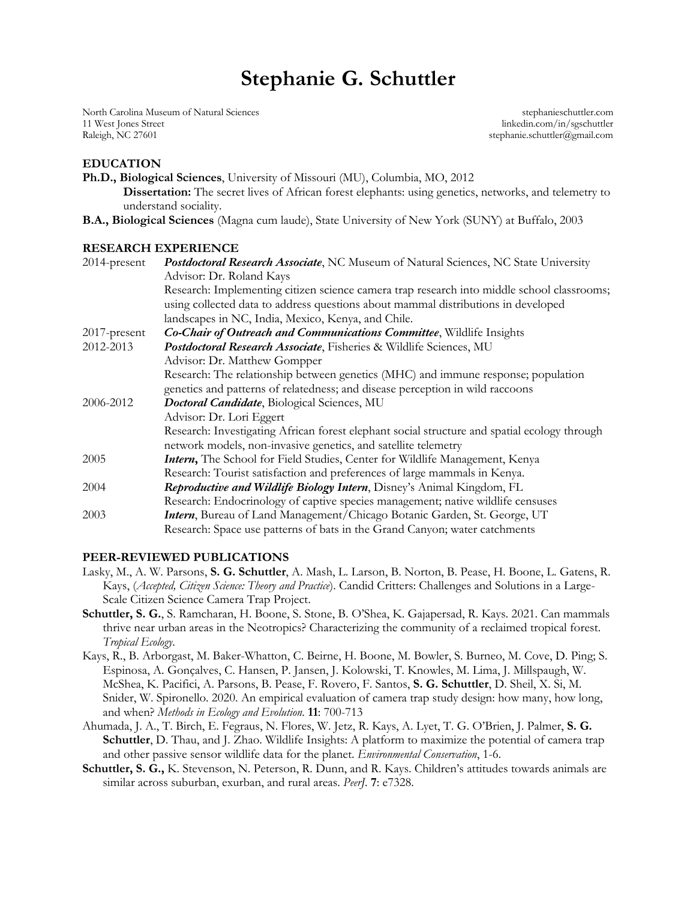# Stephanie G. Schuttler

North Carolina Museum of Natural Sciences
11 West Jones Street
Raleigh, NC 27601

stephanieschuttler.com
linkedin.com/in/sgschuttler
stephanie.schuttler@gmail.com

## EDUCATION

**Ph.D., Biological Sciences**, University of Missouri (MU), Columbia, MO, 2012
**Dissertation:** The secret lives of African forest elephants: using genetics, networks, and telemetry to understand sociality.

**B.A., Biological Sciences** (Magna cum laude), State University of New York (SUNY) at Buffalo, 2003

## RESEARCH EXPERIENCE

2014-present — ***Postdoctoral Research Associate***, NC Museum of Natural Sciences, NC State University
Advisor: Dr. Roland Kays
Research: Implementing citizen science camera trap research into middle school classrooms; using collected data to address questions about mammal distributions in developed landscapes in NC, India, Mexico, Kenya, and Chile.

2017-present — ***Co-Chair of Outreach and Communications Committee***, Wildlife Insights

2012-2013 — ***Postdoctoral Research Associate***, Fisheries & Wildlife Sciences, MU
Advisor: Dr. Matthew Gompper
Research: The relationship between genetics (MHC) and immune response; population genetics and patterns of relatedness; and disease perception in wild raccoons

2006-2012 — ***Doctoral Candidate***, Biological Sciences, MU
Advisor: Dr. Lori Eggert
Research: Investigating African forest elephant social structure and spatial ecology through network models, non-invasive genetics, and satellite telemetry

2005 — ***Intern,*** The School for Field Studies, Center for Wildlife Management, Kenya
Research: Tourist satisfaction and preferences of large mammals in Kenya.

2004 — ***Reproductive and Wildlife Biology Intern***, Disney's Animal Kingdom, FL
Research: Endocrinology of captive species management; native wildlife censuses

2003 — ***Intern***, Bureau of Land Management/Chicago Botanic Garden, St. George, UT
Research: Space use patterns of bats in the Grand Canyon; water catchments

## PEER-REVIEWED PUBLICATIONS

Lasky, M., A. W. Parsons, **S. G. Schuttler**, A. Mash, L. Larson, B. Norton, B. Pease, H. Boone, L. Gatens, R. Kays, (*Accepted, Citizen Science: Theory and Practice*). Candid Critters: Challenges and Solutions in a Large-Scale Citizen Science Camera Trap Project.

**Schuttler, S. G.**, S. Ramcharan, H. Boone, S. Stone, B. O'Shea, K. Gajapersad, R. Kays. 2021. Can mammals thrive near urban areas in the Neotropics? Characterizing the community of a reclaimed tropical forest. *Tropical Ecology*.

Kays, R., B. Arborgast, M. Baker-Whatton, C. Beirne, H. Boone, M. Bowler, S. Burneo, M. Cove, D. Ping; S. Espinosa, A. Gonçalves, C. Hansen, P. Jansen, J. Kolowski, T. Knowles, M. Lima, J. Millspaugh, W. McShea, K. Pacifici, A. Parsons, B. Pease, F. Rovero, F. Santos, **S. G. Schuttler**, D. Sheil, X. Si, M. Snider, W. Spironello. 2020. An empirical evaluation of camera trap study design: how many, how long, and when? *Methods in Ecology and Evolution*. **11**: 700-713

Ahumada, J. A., T. Birch, E. Fegraus, N. Flores, W. Jetz, R. Kays, A. Lyet, T. G. O'Brien, J. Palmer, **S. G. Schuttler**, D. Thau, and J. Zhao. Wildlife Insights: A platform to maximize the potential of camera trap and other passive sensor wildlife data for the planet. *Environmental Conservation*, 1-6.

**Schuttler, S. G.,** K. Stevenson, N. Peterson, R. Dunn, and R. Kays. Children's attitudes towards animals are similar across suburban, exurban, and rural areas. *PeerJ*. **7**: e7328.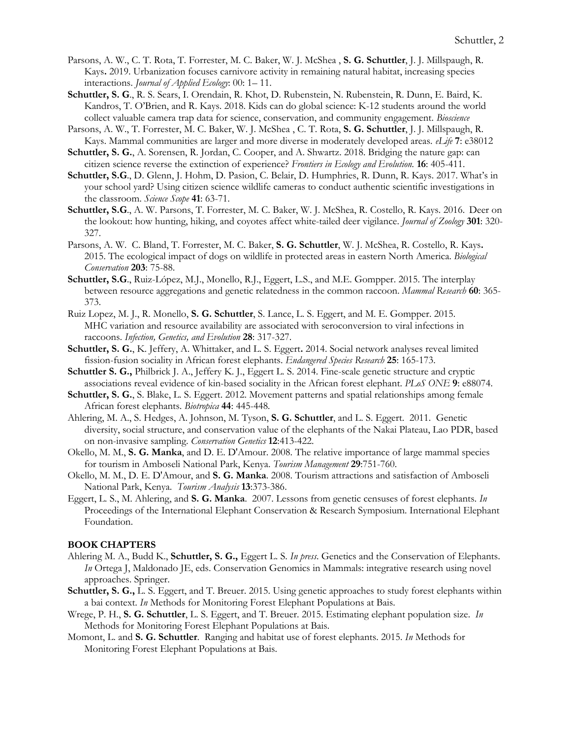Parsons, A. W., C. T. Rota, T. Forrester, M. C. Baker, W. J. McShea , **S. G. Schuttler**, J. J. Millspaugh, R. Kays**.** 2019. Urbanization focuses carnivore activity in remaining natural habitat, increasing species interactions. *Journal of Applied Ecology*: 00: 1– 11.

**Schuttler, S. G**., R. S. Sears, I. Orendain, R. Khot, D. Rubenstein, N. Rubenstein, R. Dunn, E. Baird, K. Kandros, T. O'Brien, and R. Kays. 2018. Kids can do global science: K-12 students around the world collect valuable camera trap data for science, conservation, and community engagement. *Bioscience*

Parsons, A. W., T. Forrester, M. C. Baker, W. J. McShea , C. T. Rota, **S. G. Schuttler**, J. J. Millspaugh, R. Kays. Mammal communities are larger and more diverse in moderately developed areas. *eLife* **7**: e38012

**Schuttler, S. G.**, A. Sorensen, R. Jordan, C. Cooper, and A. Shwartz. 2018. Bridging the nature gap: can citizen science reverse the extinction of experience? *Frontiers in Ecology and Evolution.* **16**: 405-411.

**Schuttler, S.G**., D. Glenn, J. Hohm, D. Pasion, C. Belair, D. Humphries, R. Dunn, R. Kays. 2017. What's in your school yard? Using citizen science wildlife cameras to conduct authentic scientific investigations in the classroom. *Science Scope* **41**: 63-71.

**Schuttler, S.G**., A. W. Parsons, T. Forrester, M. C. Baker, W. J. McShea, R. Costello, R. Kays. 2016. Deer on the lookout: how hunting, hiking, and coyotes affect white-tailed deer vigilance. *Journal of Zoology* **301**: 320-327.

Parsons, A. W. C. Bland, T. Forrester, M. C. Baker, **S. G. Schuttler**, W. J. McShea, R. Costello, R. Kays**.** 2015. The ecological impact of dogs on wildlife in protected areas in eastern North America. *Biological Conservation* **203**: 75-88.

**Schuttler, S.G**., Ruiz-López, M.J., Monello, R.J., Eggert, L.S., and M.E. Gompper. 2015. The interplay between resource aggregations and genetic relatedness in the common raccoon. *Mammal Research* **60**: 365-373.

Ruiz Lopez, M. J., R. Monello, **S. G. Schuttler**, S. Lance, L. S. Eggert, and M. E. Gompper. 2015. MHC variation and resource availability are associated with seroconversion to viral infections in raccoons. *Infection, Genetics, and Evolution* **28**: 317-327.

**Schuttler, S. G.**, K. Jeffery, A. Whittaker, and L. S. Eggert**.** 2014. Social network analyses reveal limited fission-fusion sociality in African forest elephants. *Endangered Species Research* **25**: 165-173.

**Schuttler S. G.,** Philbrick J. A., Jeffery K. J., Eggert L. S. 2014. Fine-scale genetic structure and cryptic associations reveal evidence of kin-based sociality in the African forest elephant. *PLoS ONE* **9**: e88074.

**Schuttler, S. G.**, S. Blake, L. S. Eggert. 2012. Movement patterns and spatial relationships among female African forest elephants. *Biotropica* **44**: 445-448.

Ahlering, M. A., S. Hedges, A. Johnson, M. Tyson, **S. G. Schuttler**, and L. S. Eggert. 2011. Genetic diversity, social structure, and conservation value of the elephants of the Nakai Plateau, Lao PDR, based on non-invasive sampling. *Conservation Genetics* **12**:413-422.

Okello, M. M., **S. G. Manka**, and D. E. D'Amour. 2008. The relative importance of large mammal species for tourism in Amboseli National Park, Kenya. *Tourism Management* **29**:751-760.

Okello, M. M., D. E. D'Amour, and **S. G. Manka**. 2008. Tourism attractions and satisfaction of Amboseli National Park, Kenya. *Tourism Analysis* **13**:373-386.

Eggert, L. S., M. Ahlering, and **S. G. Manka**. 2007. Lessons from genetic censuses of forest elephants. *In* Proceedings of the International Elephant Conservation & Research Symposium. International Elephant Foundation.

## BOOK CHAPTERS

Ahlering M. A., Budd K., **Schuttler, S. G.,** Eggert L. S. *In press*. Genetics and the Conservation of Elephants. *In* Ortega J, Maldonado JE, eds. Conservation Genomics in Mammals: integrative research using novel approaches. Springer.

**Schuttler, S. G.,** L. S. Eggert, and T. Breuer. 2015. Using genetic approaches to study forest elephants within a bai context. *In* Methods for Monitoring Forest Elephant Populations at Bais.

Wrege, P. H., **S. G. Schuttler**, L. S. Eggert, and T. Breuer. 2015. Estimating elephant population size. *In* Methods for Monitoring Forest Elephant Populations at Bais.

Momont, L. and **S. G. Schuttler**. Ranging and habitat use of forest elephants. 2015. *In* Methods for Monitoring Forest Elephant Populations at Bais.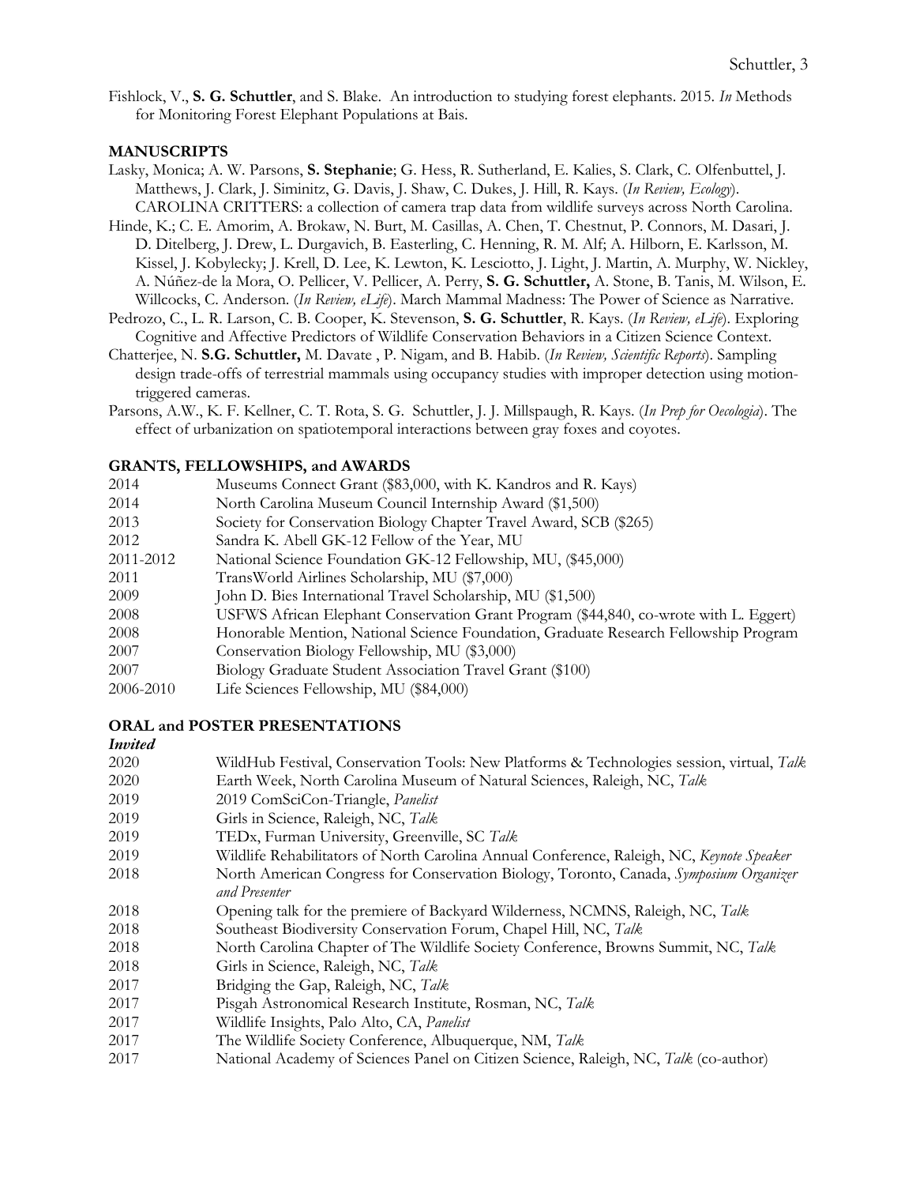Fishlock, V., **S. G. Schuttler**, and S. Blake. An introduction to studying forest elephants. 2015. *In* Methods for Monitoring Forest Elephant Populations at Bais.

## MANUSCRIPTS

Lasky, Monica; A. W. Parsons, **S. Stephanie**; G. Hess, R. Sutherland, E. Kalies, S. Clark, C. Olfenbuttel, J. Matthews, J. Clark, J. Siminitz, G. Davis, J. Shaw, C. Dukes, J. Hill, R. Kays. (*In Review, Ecology*). CAROLINA CRITTERS: a collection of camera trap data from wildlife surveys across North Carolina.

Hinde, K.; C. E. Amorim, A. Brokaw, N. Burt, M. Casillas, A. Chen, T. Chestnut, P. Connors, M. Dasari, J. D. Ditelberg, J. Drew, L. Durgavich, B. Easterling, C. Henning, R. M. Alf; A. Hilborn, E. Karlsson, M. Kissel, J. Kobylecky; J. Krell, D. Lee, K. Lewton, K. Lesciotto, J. Light, J. Martin, A. Murphy, W. Nickley, A. Núñez-de la Mora, O. Pellicer, V. Pellicer, A. Perry, **S. G. Schuttler,** A. Stone, B. Tanis, M. Wilson, E. Willcocks, C. Anderson. (*In Review, eLife*). March Mammal Madness: The Power of Science as Narrative.

Pedrozo, C., L. R. Larson, C. B. Cooper, K. Stevenson, **S. G. Schuttler**, R. Kays. (*In Review, eLife*). Exploring Cognitive and Affective Predictors of Wildlife Conservation Behaviors in a Citizen Science Context.

Chatterjee, N. **S.G. Schuttler,** M. Davate , P. Nigam, and B. Habib. (*In Review, Scientific Reports*). Sampling design trade-offs of terrestrial mammals using occupancy studies with improper detection using motion-triggered cameras.

Parsons, A.W., K. F. Kellner, C. T. Rota, S. G. Schuttler, J. J. Millspaugh, R. Kays. (*In Prep for Oecologia*). The effect of urbanization on spatiotemporal interactions between gray foxes and coyotes.

## GRANTS, FELLOWSHIPS, and AWARDS

| | |
|---|---|
| 2014 | Museums Connect Grant ($83,000, with K. Kandros and R. Kays) |
| 2014 | North Carolina Museum Council Internship Award ($1,500) |
| 2013 | Society for Conservation Biology Chapter Travel Award, SCB ($265) |
| 2012 | Sandra K. Abell GK-12 Fellow of the Year, MU |
| 2011-2012 | National Science Foundation GK-12 Fellowship, MU, ($45,000) |
| 2011 | TransWorld Airlines Scholarship, MU ($7,000) |
| 2009 | John D. Bies International Travel Scholarship, MU ($1,500) |
| 2008 | USFWS African Elephant Conservation Grant Program ($44,840, co-wrote with L. Eggert) |
| 2008 | Honorable Mention, National Science Foundation, Graduate Research Fellowship Program |
| 2007 | Conservation Biology Fellowship, MU ($3,000) |
| 2007 | Biology Graduate Student Association Travel Grant ($100) |
| 2006-2010 | Life Sciences Fellowship, MU ($84,000) |

## ORAL and POSTER PRESENTATIONS

***Invited***

| | |
|---|---|
| 2020 | WildHub Festival, Conservation Tools: New Platforms & Technologies session, virtual, *Talk* |
| 2020 | Earth Week, North Carolina Museum of Natural Sciences, Raleigh, NC, *Talk* |
| 2019 | 2019 ComSciCon-Triangle, *Panelist* |
| 2019 | Girls in Science, Raleigh, NC, *Talk* |
| 2019 | TEDx, Furman University, Greenville, SC *Talk* |
| 2019 | Wildlife Rehabilitators of North Carolina Annual Conference, Raleigh, NC, *Keynote Speaker* |
| 2018 | North American Congress for Conservation Biology, Toronto, Canada, *Symposium Organizer and Presenter* |
| 2018 | Opening talk for the premiere of Backyard Wilderness, NCMNS, Raleigh, NC, *Talk* |
| 2018 | Southeast Biodiversity Conservation Forum, Chapel Hill, NC, *Talk* |
| 2018 | North Carolina Chapter of The Wildlife Society Conference, Browns Summit, NC, *Talk* |
| 2018 | Girls in Science, Raleigh, NC, *Talk* |
| 2017 | Bridging the Gap, Raleigh, NC, *Talk* |
| 2017 | Pisgah Astronomical Research Institute, Rosman, NC, *Talk* |
| 2017 | Wildlife Insights, Palo Alto, CA, *Panelist* |
| 2017 | The Wildlife Society Conference, Albuquerque, NM, *Talk* |
| 2017 | National Academy of Sciences Panel on Citizen Science, Raleigh, NC, *Talk* (co-author) |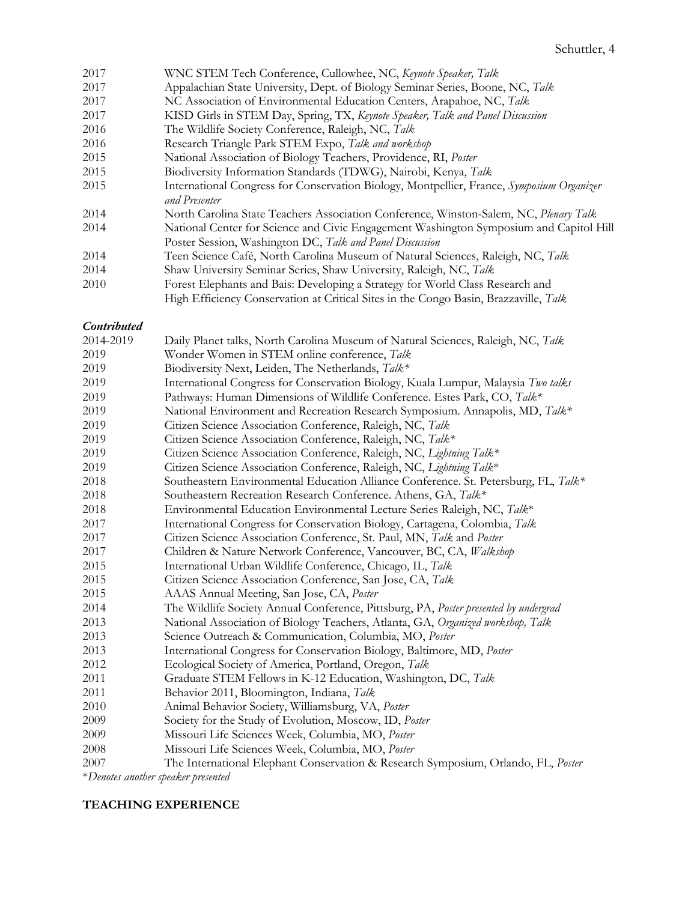2017 WNC STEM Tech Conference, Cullowhee, NC, *Keynote Speaker, Talk*
2017 Appalachian State University, Dept. of Biology Seminar Series, Boone, NC, *Talk*
2017 NC Association of Environmental Education Centers, Arapahoe, NC, *Talk*
2017 KISD Girls in STEM Day, Spring, TX, *Keynote Speaker, Talk and Panel Discussion*
2016 The Wildlife Society Conference, Raleigh, NC, *Talk*
2016 Research Triangle Park STEM Expo, *Talk and workshop*
2015 National Association of Biology Teachers, Providence, RI, *Poster*
2015 Biodiversity Information Standards (TDWG), Nairobi, Kenya, *Talk*
2015 International Congress for Conservation Biology, Montpellier, France, *Symposium Organizer and Presenter*
2014 North Carolina State Teachers Association Conference, Winston-Salem, NC, *Plenary Talk*
2014 National Center for Science and Civic Engagement Washington Symposium and Capitol Hill Poster Session, Washington DC, *Talk and Panel Discussion*
2014 Teen Science Café, North Carolina Museum of Natural Sciences, Raleigh, NC, *Talk*
2014 Shaw University Seminar Series, Shaw University, Raleigh, NC, *Talk*
2010 Forest Elephants and Bais: Developing a Strategy for World Class Research and High Efficiency Conservation at Critical Sites in the Congo Basin, Brazzaville, *Talk*

***Contributed***

2014-2019 Daily Planet talks, North Carolina Museum of Natural Sciences, Raleigh, NC, *Talk*
2019 Wonder Women in STEM online conference, *Talk*
2019 Biodiversity Next, Leiden, The Netherlands, *Talk**
2019 International Congress for Conservation Biology, Kuala Lumpur, Malaysia *Two talks*
2019 Pathways: Human Dimensions of Wildlife Conference. Estes Park, CO, *Talk**
2019 National Environment and Recreation Research Symposium. Annapolis, MD, *Talk**
2019 Citizen Science Association Conference, Raleigh, NC, *Talk*
2019 Citizen Science Association Conference, Raleigh, NC, *Talk**
2019 Citizen Science Association Conference, Raleigh, NC, *Lightning Talk**
2019 Citizen Science Association Conference, Raleigh, NC, *Lightning Talk**
2018 Southeastern Environmental Education Alliance Conference. St. Petersburg, FL, *Talk**
2018 Southeastern Recreation Research Conference. Athens, GA, *Talk**
2018 Environmental Education Environmental Lecture Series Raleigh, NC, *Talk**
2017 International Congress for Conservation Biology, Cartagena, Colombia, *Talk*
2017 Citizen Science Association Conference, St. Paul, MN, *Talk* and *Poster*
2017 Children & Nature Network Conference, Vancouver, BC, CA, *Walkshop*
2015 International Urban Wildlife Conference, Chicago, IL, *Talk*
2015 Citizen Science Association Conference, San Jose, CA, *Talk*
2015 AAAS Annual Meeting, San Jose, CA, *Poster*
2014 The Wildlife Society Annual Conference, Pittsburg, PA, *Poster presented by undergrad*
2013 National Association of Biology Teachers, Atlanta, GA, *Organized workshop, Talk*
2013 Science Outreach & Communication, Columbia, MO, *Poster*
2013 International Congress for Conservation Biology, Baltimore, MD, *Poster*
2012 Ecological Society of America, Portland, Oregon, *Talk*
2011 Graduate STEM Fellows in K-12 Education, Washington, DC, *Talk*
2011 Behavior 2011, Bloomington, Indiana, *Talk*
2010 Animal Behavior Society, Williamsburg, VA, *Poster*
2009 Society for the Study of Evolution, Moscow, ID, *Poster*
2009 Missouri Life Sciences Week, Columbia, MO, *Poster*
2008 Missouri Life Sciences Week, Columbia, MO, *Poster*
2007 The International Elephant Conservation & Research Symposium, Orlando, FL, *Poster*

**Denotes another speaker presented*

## TEACHING EXPERIENCE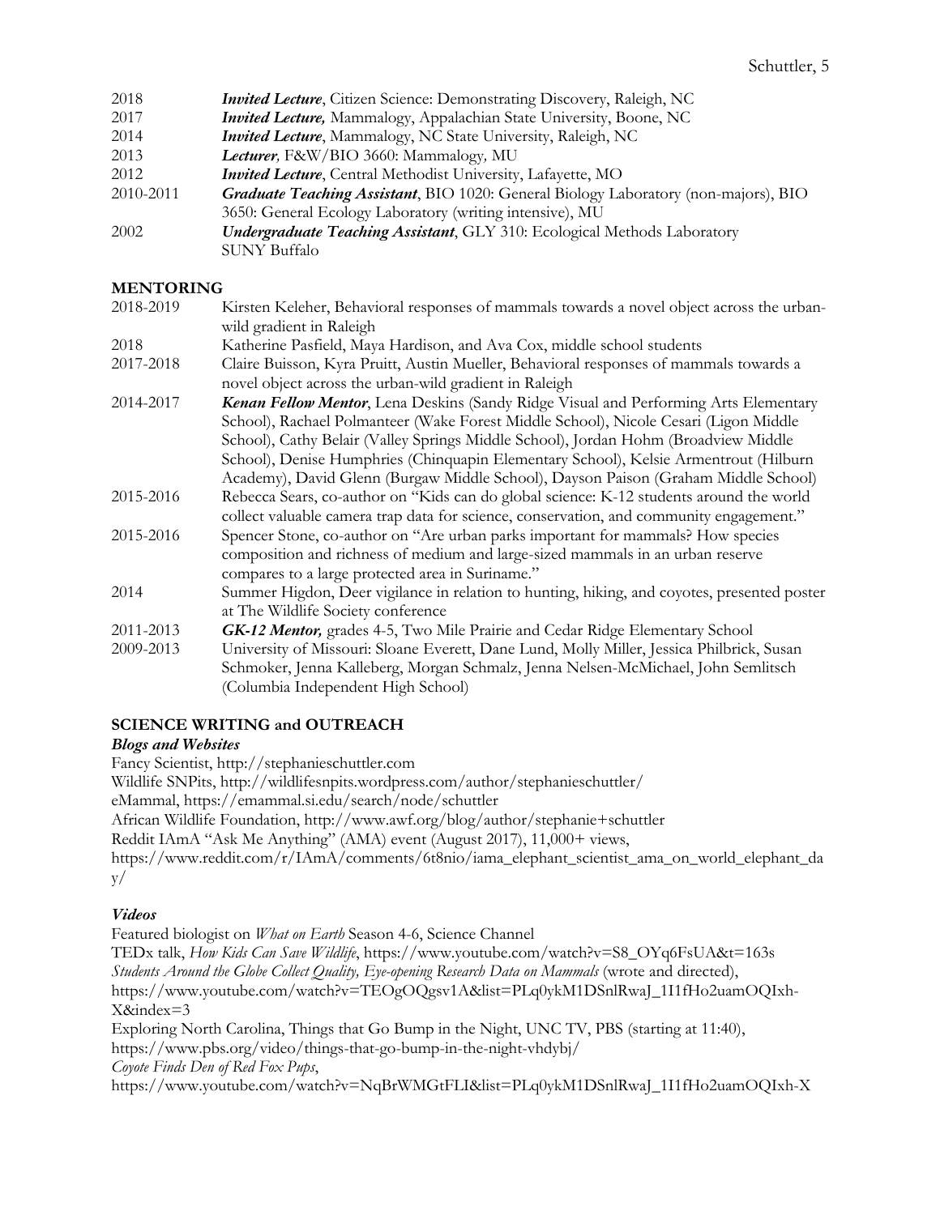2018 ***Invited Lecture***, Citizen Science: Demonstrating Discovery, Raleigh, NC

2017 ***Invited Lecture,*** Mammalogy, Appalachian State University, Boone, NC

2014 ***Invited Lecture***, Mammalogy, NC State University, Raleigh, NC

2013 ***Lecturer,*** F&W/BIO 3660: Mammalogy*,* MU

2012 ***Invited Lecture***, Central Methodist University, Lafayette, MO

2010-2011 ***Graduate Teaching Assistant***, BIO 1020: General Biology Laboratory (non-majors), BIO 3650: General Ecology Laboratory (writing intensive), MU

2002 ***Undergraduate Teaching Assistant***, GLY 310: Ecological Methods Laboratory SUNY Buffalo

## MENTORING

2018-2019 Kirsten Keleher, Behavioral responses of mammals towards a novel object across the urban-wild gradient in Raleigh

2018 Katherine Pasfield, Maya Hardison, and Ava Cox, middle school students

2017-2018 Claire Buisson, Kyra Pruitt, Austin Mueller, Behavioral responses of mammals towards a novel object across the urban-wild gradient in Raleigh

2014-2017 ***Kenan Fellow Mentor***, Lena Deskins (Sandy Ridge Visual and Performing Arts Elementary School), Rachael Polmanteer (Wake Forest Middle School), Nicole Cesari (Ligon Middle School), Cathy Belair (Valley Springs Middle School), Jordan Hohm (Broadview Middle School), Denise Humphries (Chinquapin Elementary School), Kelsie Armentrout (Hilburn Academy), David Glenn (Burgaw Middle School), Dayson Paison (Graham Middle School)

2015-2016 Rebecca Sears, co-author on "Kids can do global science: K-12 students around the world collect valuable camera trap data for science, conservation, and community engagement."

2015-2016 Spencer Stone, co-author on "Are urban parks important for mammals? How species composition and richness of medium and large-sized mammals in an urban reserve compares to a large protected area in Suriname."

2014 Summer Higdon, Deer vigilance in relation to hunting, hiking, and coyotes, presented poster at The Wildlife Society conference

2011-2013 ***GK-12 Mentor,*** grades 4-5, Two Mile Prairie and Cedar Ridge Elementary School

2009-2013 University of Missouri: Sloane Everett, Dane Lund, Molly Miller, Jessica Philbrick, Susan Schmoker, Jenna Kalleberg, Morgan Schmalz, Jenna Nelsen-McMichael, John Semlitsch (Columbia Independent High School)

## SCIENCE WRITING and OUTREACH

### *Blogs and Websites*

Fancy Scientist, http://stephanieschuttler.com

Wildlife SNPits, http://wildlifesnpits.wordpress.com/author/stephanieschuttler/

eMammal, https://emammal.si.edu/search/node/schuttler

African Wildlife Foundation, http://www.awf.org/blog/author/stephanie+schuttler

Reddit IAmA "Ask Me Anything" (AMA) event (August 2017), 11,000+ views, https://www.reddit.com/r/IAmA/comments/6t8nio/iama_elephant_scientist_ama_on_world_elephant_day/

### *Videos*

Featured biologist on *What on Earth* Season 4-6, Science Channel

TEDx talk, *How Kids Can Save Wildlife*, https://www.youtube.com/watch?v=S8_OYq6FsUA&t=163s

*Students Around the Globe Collect Quality, Eye-opening Research Data on Mammals* (wrote and directed), https://www.youtube.com/watch?v=TEOgOQgsv1A&list=PLq0ykM1DSnlRwaJ_1I1fHo2uamOQIxh-X&index=3

Exploring North Carolina, Things that Go Bump in the Night, UNC TV, PBS (starting at 11:40), https://www.pbs.org/video/things-that-go-bump-in-the-night-vhdybj/

*Coyote Finds Den of Red Fox Pups*, https://www.youtube.com/watch?v=NqBrWMGtFLI&list=PLq0ykM1DSnlRwaJ_1I1fHo2uamOQIxh-X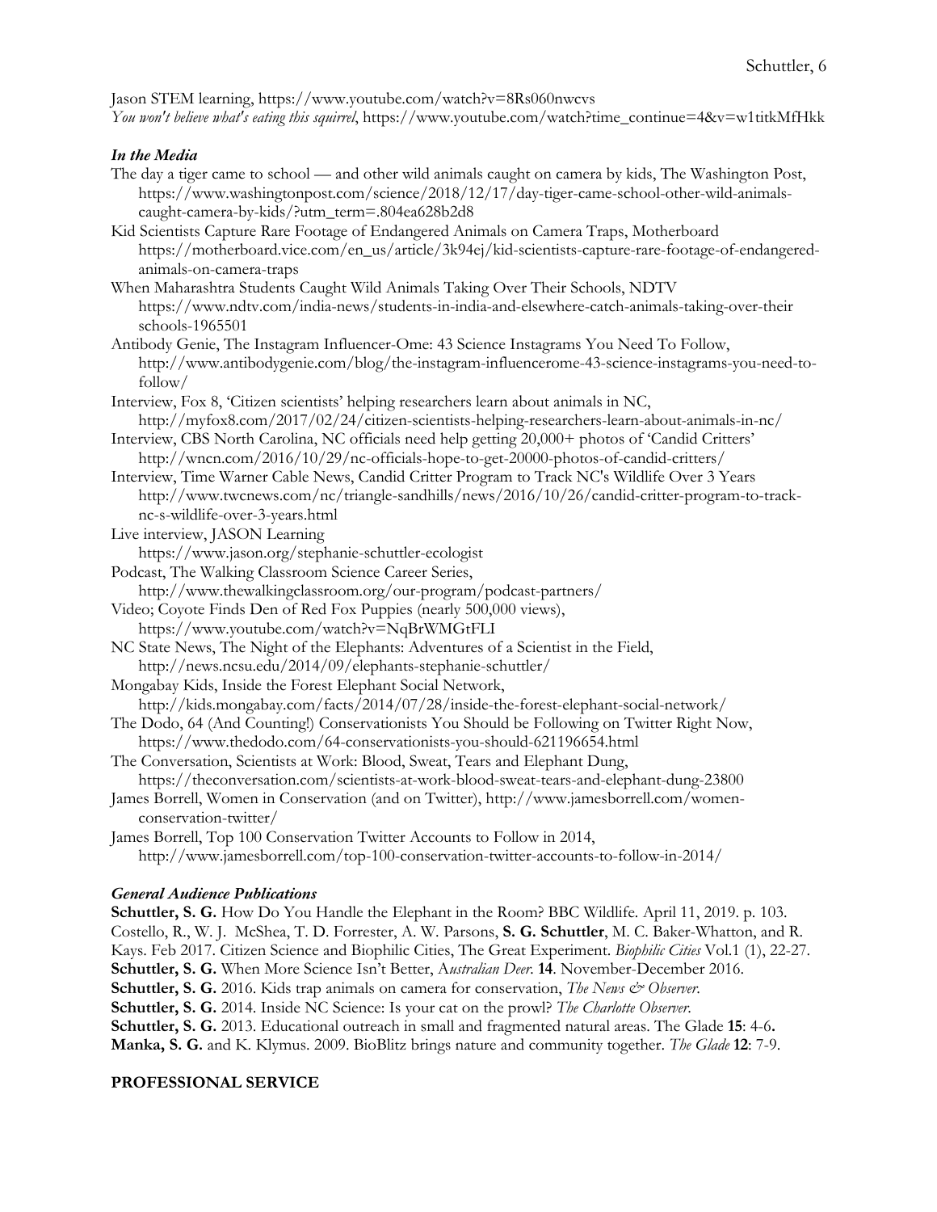Jason STEM learning, https://www.youtube.com/watch?v=8Rs060nwcvs

*You won't believe what's eating this squirrel*, https://www.youtube.com/watch?time_continue=4&v=w1titkMfHkk

### *In the Media*

The day a tiger came to school — and other wild animals caught on camera by kids, The Washington Post, https://www.washingtonpost.com/science/2018/12/17/day-tiger-came-school-other-wild-animals-caught-camera-by-kids/?utm_term=.804ea628b2d8

Kid Scientists Capture Rare Footage of Endangered Animals on Camera Traps, Motherboard https://motherboard.vice.com/en_us/article/3k94ej/kid-scientists-capture-rare-footage-of-endangered-animals-on-camera-traps

When Maharashtra Students Caught Wild Animals Taking Over Their Schools, NDTV https://www.ndtv.com/india-news/students-in-india-and-elsewhere-catch-animals-taking-over-their schools-1965501

Antibody Genie, The Instagram Influencer-Ome: 43 Science Instagrams You Need To Follow, http://www.antibodygenie.com/blog/the-instagram-influencerome-43-science-instagrams-you-need-to-follow/

Interview, Fox 8, 'Citizen scientists' helping researchers learn about animals in NC, http://myfox8.com/2017/02/24/citizen-scientists-helping-researchers-learn-about-animals-in-nc/

Interview, CBS North Carolina, NC officials need help getting 20,000+ photos of 'Candid Critters' http://wncn.com/2016/10/29/nc-officials-hope-to-get-20000-photos-of-candid-critters/

Interview, Time Warner Cable News, Candid Critter Program to Track NC's Wildlife Over 3 Years http://www.twcnews.com/nc/triangle-sandhills/news/2016/10/26/candid-critter-program-to-track-nc-s-wildlife-over-3-years.html

Live interview, JASON Learning https://www.jason.org/stephanie-schuttler-ecologist

Podcast, The Walking Classroom Science Career Series, http://www.thewalkingclassroom.org/our-program/podcast-partners/

Video; Coyote Finds Den of Red Fox Puppies (nearly 500,000 views), https://www.youtube.com/watch?v=NqBrWMGtFLI

NC State News, The Night of the Elephants: Adventures of a Scientist in the Field, http://news.ncsu.edu/2014/09/elephants-stephanie-schuttler/

Mongabay Kids, Inside the Forest Elephant Social Network, http://kids.mongabay.com/facts/2014/07/28/inside-the-forest-elephant-social-network/

The Dodo, 64 (And Counting!) Conservationists You Should be Following on Twitter Right Now, https://www.thedodo.com/64-conservationists-you-should-621196654.html

The Conversation, Scientists at Work: Blood, Sweat, Tears and Elephant Dung, https://theconversation.com/scientists-at-work-blood-sweat-tears-and-elephant-dung-23800

James Borrell, Women in Conservation (and on Twitter), http://www.jamesborrell.com/women-conservation-twitter/

James Borrell, Top 100 Conservation Twitter Accounts to Follow in 2014, http://www.jamesborrell.com/top-100-conservation-twitter-accounts-to-follow-in-2014/

### *General Audience Publications*

**Schuttler, S. G.** How Do You Handle the Elephant in the Room? BBC Wildlife. April 11, 2019. p. 103.

Costello, R., W. J. McShea, T. D. Forrester, A. W. Parsons, **S. G. Schuttler**, M. C. Baker-Whatton, and R. Kays. Feb 2017. Citizen Science and Biophilic Cities, The Great Experiment. *Biophilic Cities* Vol.1 (1), 22-27.

**Schuttler, S. G.** When More Science Isn't Better, A*ustralian Deer*. **14**. November-December 2016.

**Schuttler, S. G.** 2016. Kids trap animals on camera for conservation, *The News & Observer*.

**Schuttler, S. G.** 2014. Inside NC Science: Is your cat on the prowl? *The Charlotte Observer*.

**Schuttler, S. G.** 2013. Educational outreach in small and fragmented natural areas. The Glade **15**: 4-6**.**

**Manka, S. G.** and K. Klymus. 2009. BioBlitz brings nature and community together. *The Glade* **12**: 7-9.

## PROFESSIONAL SERVICE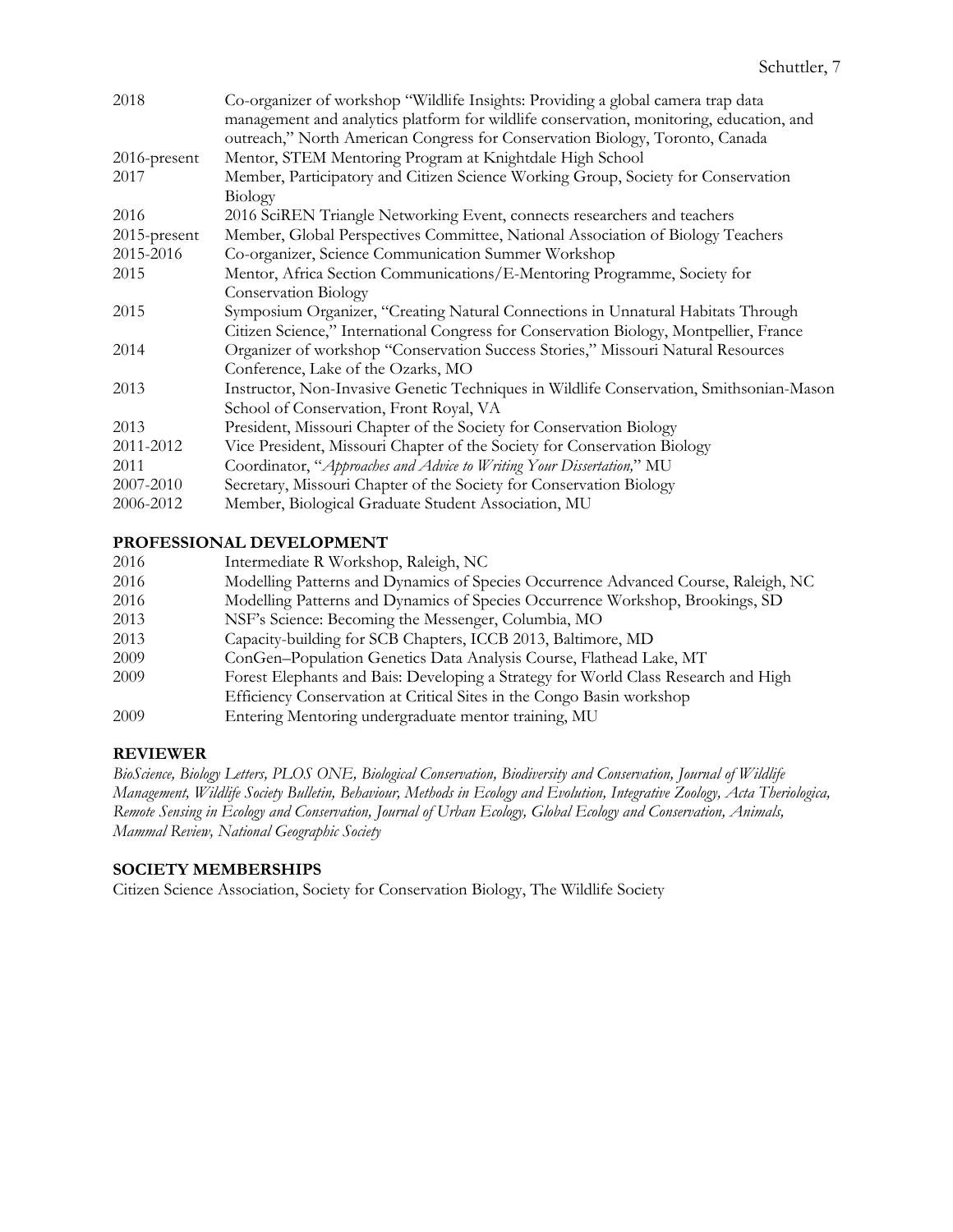| | |
|---|---|
| 2018 | Co-organizer of workshop "Wildlife Insights: Providing a global camera trap data management and analytics platform for wildlife conservation, monitoring, education, and outreach," North American Congress for Conservation Biology, Toronto, Canada |
| 2016-present | Mentor, STEM Mentoring Program at Knightdale High School |
| 2017 | Member, Participatory and Citizen Science Working Group, Society for Conservation Biology |
| 2016 | 2016 SciREN Triangle Networking Event, connects researchers and teachers |
| 2015-present | Member, Global Perspectives Committee, National Association of Biology Teachers |
| 2015-2016 | Co-organizer, Science Communication Summer Workshop |
| 2015 | Mentor, Africa Section Communications/E-Mentoring Programme, Society for Conservation Biology |
| 2015 | Symposium Organizer, "Creating Natural Connections in Unnatural Habitats Through Citizen Science," International Congress for Conservation Biology, Montpellier, France |
| 2014 | Organizer of workshop "Conservation Success Stories," Missouri Natural Resources Conference, Lake of the Ozarks, MO |
| 2013 | Instructor, Non-Invasive Genetic Techniques in Wildlife Conservation, Smithsonian-Mason School of Conservation, Front Royal, VA |
| 2013 | President, Missouri Chapter of the Society for Conservation Biology |
| 2011-2012 | Vice President, Missouri Chapter of the Society for Conservation Biology |
| 2011 | Coordinator, "*Approaches and Advice to Writing Your Dissertation,*" MU |
| 2007-2010 | Secretary, Missouri Chapter of the Society for Conservation Biology |
| 2006-2012 | Member, Biological Graduate Student Association, MU |

## PROFESSIONAL DEVELOPMENT

| | |
|---|---|
| 2016 | Intermediate R Workshop, Raleigh, NC |
| 2016 | Modelling Patterns and Dynamics of Species Occurrence Advanced Course, Raleigh, NC |
| 2016 | Modelling Patterns and Dynamics of Species Occurrence Workshop, Brookings, SD |
| 2013 | NSF's Science: Becoming the Messenger, Columbia, MO |
| 2013 | Capacity-building for SCB Chapters, ICCB 2013, Baltimore, MD |
| 2009 | ConGen–Population Genetics Data Analysis Course, Flathead Lake, MT |
| 2009 | Forest Elephants and Bais: Developing a Strategy for World Class Research and High Efficiency Conservation at Critical Sites in the Congo Basin workshop |
| 2009 | Entering Mentoring undergraduate mentor training, MU |

## REVIEWER

*BioScience, Biology Letters, PLOS ONE, Biological Conservation, Biodiversity and Conservation, Journal of Wildlife Management, Wildlife Society Bulletin, Behaviour, Methods in Ecology and Evolution, Integrative Zoology, Acta Theriologica, Remote Sensing in Ecology and Conservation, Journal of Urban Ecology, Global Ecology and Conservation, Animals, Mammal Review, National Geographic Society*

## SOCIETY MEMBERSHIPS

Citizen Science Association, Society for Conservation Biology, The Wildlife Society